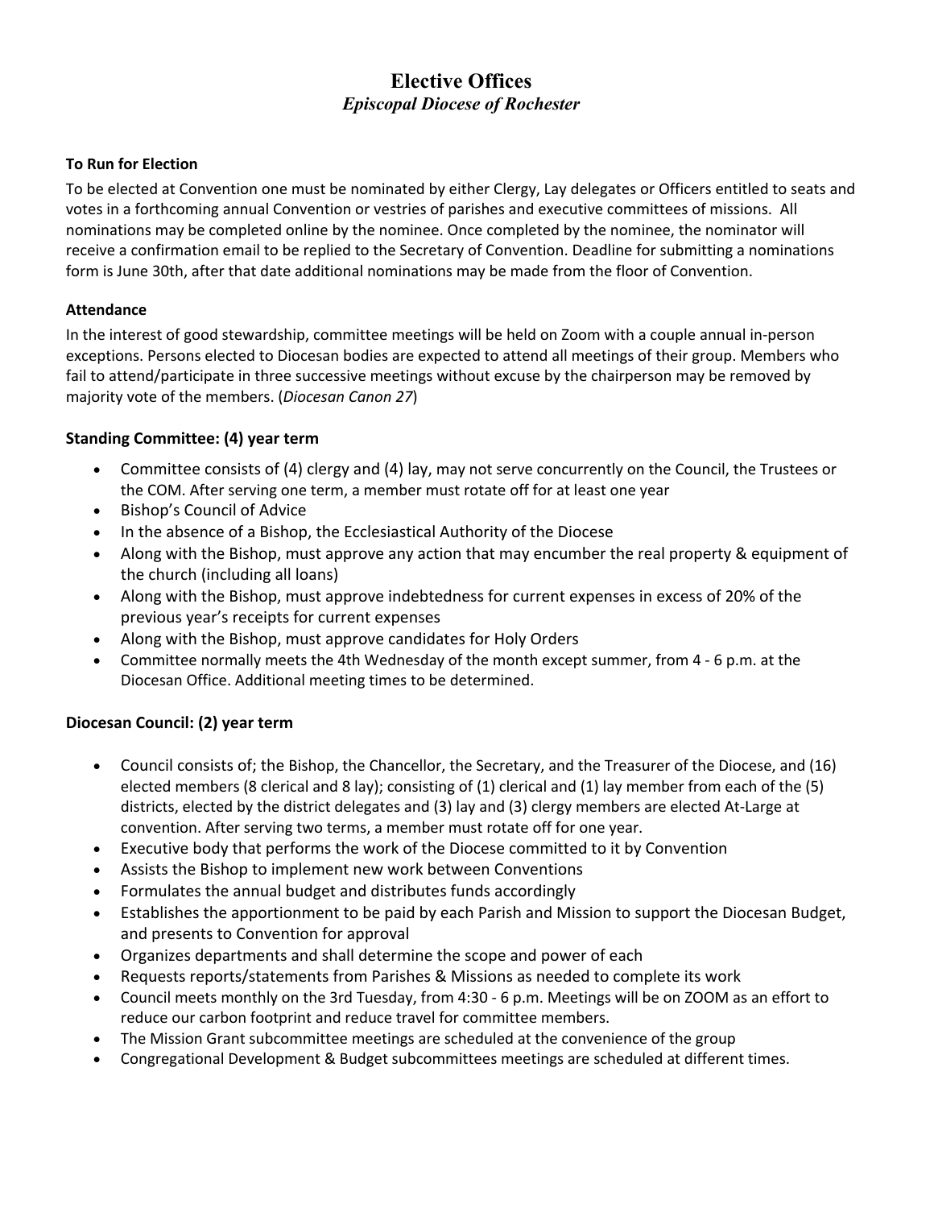# Elective Offices

***Episcopal Diocese of Rochester***

**To Run for Election**

To be elected at Convention one must be nominated by either Clergy, Lay delegates or Officers entitled to seats and votes in a forthcoming annual Convention or vestries of parishes and executive committees of missions. All nominations may be completed online by the nominee. Once completed by the nominee, the nominator will receive a confirmation email to be replied to the Secretary of Convention. Deadline for submitting a nominations form is June 30th, after that date additional nominations may be made from the floor of Convention.

**Attendance**

In the interest of good stewardship, committee meetings will be held on Zoom with a couple annual in-person exceptions. Persons elected to Diocesan bodies are expected to attend all meetings of their group. Members who fail to attend/participate in three successive meetings without excuse by the chairperson may be removed by majority vote of the members. (*Diocesan Canon 27*)

### Standing Committee: (4) year term

- Committee consists of (4) clergy and (4) lay, may not serve concurrently on the Council, the Trustees or the COM. After serving one term, a member must rotate off for at least one year
- Bishop's Council of Advice
- In the absence of a Bishop, the Ecclesiastical Authority of the Diocese
- Along with the Bishop, must approve any action that may encumber the real property & equipment of the church (including all loans)
- Along with the Bishop, must approve indebtedness for current expenses in excess of 20% of the previous year's receipts for current expenses
- Along with the Bishop, must approve candidates for Holy Orders
- Committee normally meets the 4th Wednesday of the month except summer, from 4 - 6 p.m. at the Diocesan Office. Additional meeting times to be determined.

### Diocesan Council: (2) year term

- Council consists of; the Bishop, the Chancellor, the Secretary, and the Treasurer of the Diocese, and (16) elected members (8 clerical and 8 lay); consisting of (1) clerical and (1) lay member from each of the (5) districts, elected by the district delegates and (3) lay and (3) clergy members are elected At-Large at convention. After serving two terms, a member must rotate off for one year.
- Executive body that performs the work of the Diocese committed to it by Convention
- Assists the Bishop to implement new work between Conventions
- Formulates the annual budget and distributes funds accordingly
- Establishes the apportionment to be paid by each Parish and Mission to support the Diocesan Budget, and presents to Convention for approval
- Organizes departments and shall determine the scope and power of each
- Requests reports/statements from Parishes & Missions as needed to complete its work
- Council meets monthly on the 3rd Tuesday, from 4:30 - 6 p.m. Meetings will be on ZOOM as an effort to reduce our carbon footprint and reduce travel for committee members.
- The Mission Grant subcommittee meetings are scheduled at the convenience of the group
- Congregational Development & Budget subcommittees meetings are scheduled at different times.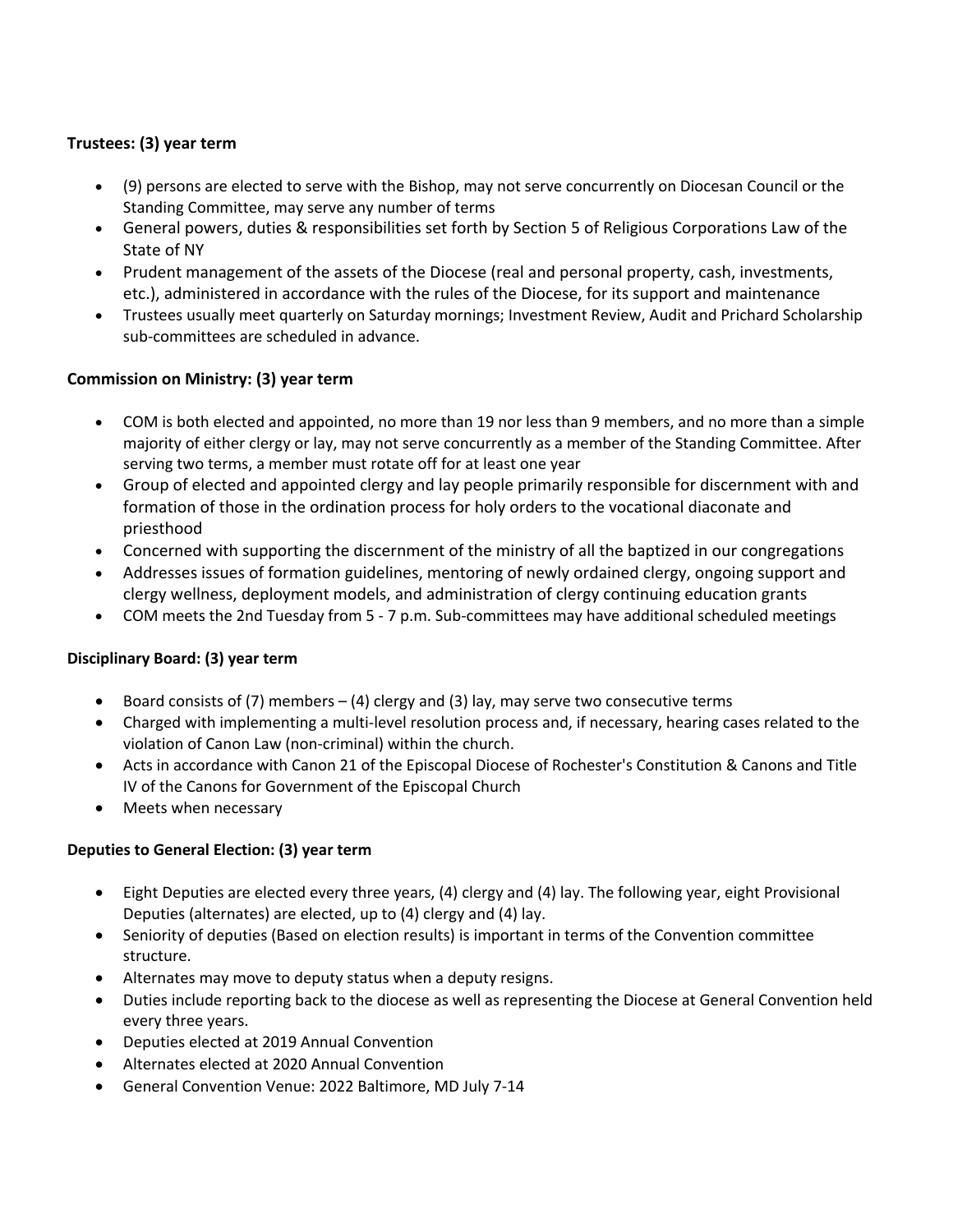**Trustees: (3) year term**

- (9) persons are elected to serve with the Bishop, may not serve concurrently on Diocesan Council or the Standing Committee, may serve any number of terms
- General powers, duties & responsibilities set forth by Section 5 of Religious Corporations Law of the State of NY
- Prudent management of the assets of the Diocese (real and personal property, cash, investments, etc.), administered in accordance with the rules of the Diocese, for its support and maintenance
- Trustees usually meet quarterly on Saturday mornings; Investment Review, Audit and Prichard Scholarship sub-committees are scheduled in advance.

**Commission on Ministry: (3) year term**

- COM is both elected and appointed, no more than 19 nor less than 9 members, and no more than a simple majority of either clergy or lay, may not serve concurrently as a member of the Standing Committee. After serving two terms, a member must rotate off for at least one year
- Group of elected and appointed clergy and lay people primarily responsible for discernment with and formation of those in the ordination process for holy orders to the vocational diaconate and priesthood
- Concerned with supporting the discernment of the ministry of all the baptized in our congregations
- Addresses issues of formation guidelines, mentoring of newly ordained clergy, ongoing support and clergy wellness, deployment models, and administration of clergy continuing education grants
- COM meets the 2nd Tuesday from 5 - 7 p.m. Sub-committees may have additional scheduled meetings

**Disciplinary Board: (3) year term**

- Board consists of (7) members – (4) clergy and (3) lay, may serve two consecutive terms
- Charged with implementing a multi-level resolution process and, if necessary, hearing cases related to the violation of Canon Law (non-criminal) within the church.
- Acts in accordance with Canon 21 of the Episcopal Diocese of Rochester's Constitution & Canons and Title IV of the Canons for Government of the Episcopal Church
- Meets when necessary

**Deputies to General Election: (3) year term**

- Eight Deputies are elected every three years, (4) clergy and (4) lay. The following year, eight Provisional Deputies (alternates) are elected, up to (4) clergy and (4) lay.
- Seniority of deputies (Based on election results) is important in terms of the Convention committee structure.
- Alternates may move to deputy status when a deputy resigns.
- Duties include reporting back to the diocese as well as representing the Diocese at General Convention held every three years.
- Deputies elected at 2019 Annual Convention
- Alternates elected at 2020 Annual Convention
- General Convention Venue: 2022 Baltimore, MD July 7-14